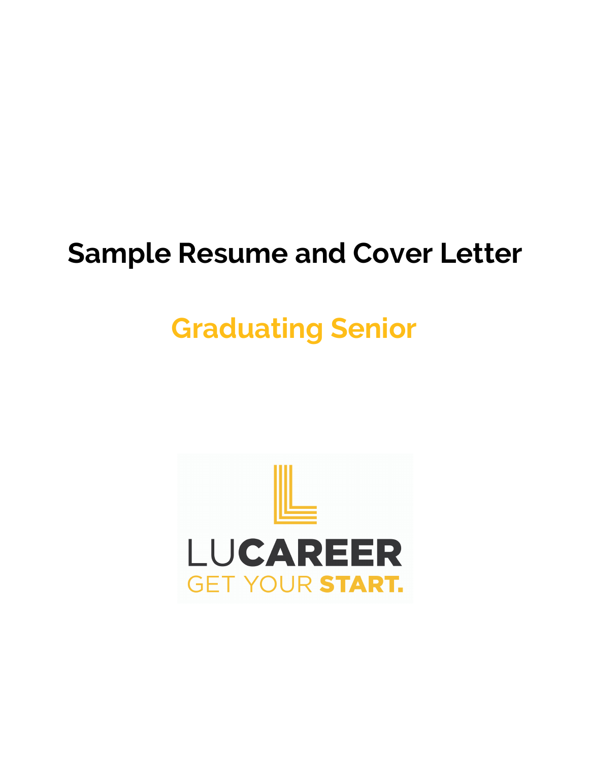# Sample Resume and Cover Letter

## Graduating Senior

LUCAREER
GET YOUR START.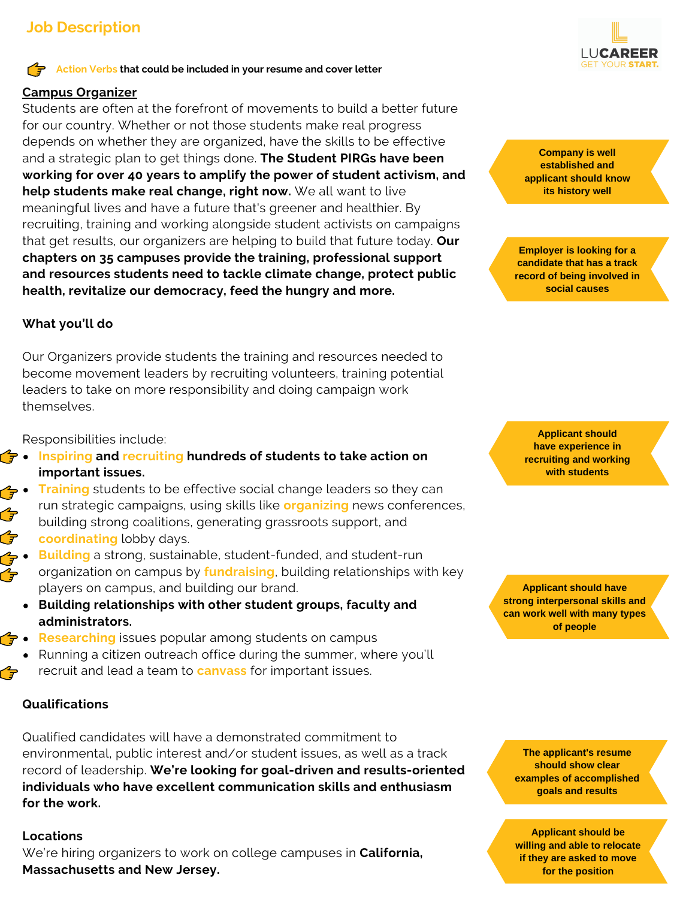## Job Description

Action Verbs that could be included in your resume and cover letter

**Campus Organizer**

Students are often at the forefront of movements to build a better future for our country. Whether or not those students make real progress depends on whether they are organized, have the skills to be effective and a strategic plan to get things done. **The Student PIRGs have been working for over 40 years to amplify the power of student activism, and help students make real change, right now.** We all want to live meaningful lives and have a future that's greener and healthier. By recruiting, training and working alongside student activists on campaigns that get results, our organizers are helping to build that future today. **Our chapters on 35 campuses provide the training, professional support and resources students need to tackle climate change, protect public health, revitalize our democracy, feed the hungry and more.**

> Company is well established and applicant should know its history well

> Employer is looking for a candidate that has a track record of being involved in social causes

**What you'll do**

Our Organizers provide students the training and resources needed to become movement leaders by recruiting volunteers, training potential leaders to take on more responsibility and doing campaign work themselves.

Responsibilities include:

- **Inspiring and recruiting hundreds of students to take action on important issues.**
- Training students to be effective social change leaders so they can run strategic campaigns, using skills like organizing news conferences, building strong coalitions, generating grassroots support, and coordinating lobby days.
- Building a strong, sustainable, student-funded, and student-run organization on campus by fundraising, building relationships with key players on campus, and building our brand.
- **Building relationships with other student groups, faculty and administrators.**
- Researching issues popular among students on campus
- Running a citizen outreach office during the summer, where you'll recruit and lead a team to canvass for important issues.

> Applicant should have experience in recruiting and working with students

> Applicant should have strong interpersonal skills and can work well with many types of people

**Qualifications**

Qualified candidates will have a demonstrated commitment to environmental, public interest and/or student issues, as well as a track record of leadership. **We're looking for goal-driven and results-oriented individuals who have excellent communication skills and enthusiasm for the work.**

> The applicant's resume should show clear examples of accomplished goals and results

**Locations**

We're hiring organizers to work on college campuses in **California, Massachusetts and New Jersey.**

> Applicant should be willing and able to relocate if they are asked to move for the position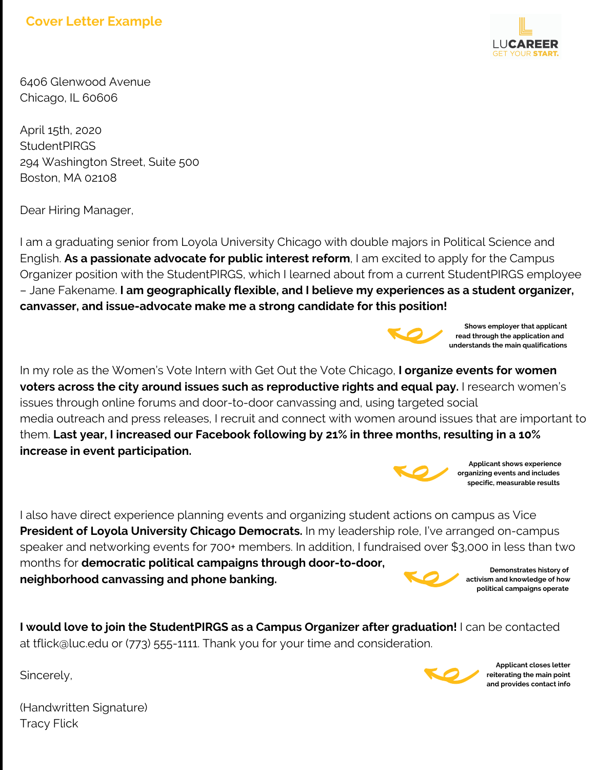## Cover Letter Example

LUCAREER
GET YOUR START.

6406 Glenwood Avenue
Chicago, IL 60606

April 15th, 2020
StudentPIRGS
294 Washington Street, Suite 500
Boston, MA 02108

Dear Hiring Manager,

I am a graduating senior from Loyola University Chicago with double majors in Political Science and English. **As a passionate advocate for public interest reform**, I am excited to apply for the Campus Organizer position with the StudentPIRGS, which I learned about from a current StudentPIRGS employee – Jane Fakename. **I am geographically flexible, and I believe my experiences as a student organizer, canvasser, and issue-advocate make me a strong candidate for this position!**

**Shows employer that applicant read through the application and understands the main qualifications**

In my role as the Women's Vote Intern with Get Out the Vote Chicago, **I organize events for women voters across the city around issues such as reproductive rights and equal pay.** I research women's issues through online forums and door-to-door canvassing and, using targeted social media outreach and press releases, I recruit and connect with women around issues that are important to them. **Last year, I increased our Facebook following by 21% in three months, resulting in a 10% increase in event participation.**

**Applicant shows experience organizing events and includes specific, measurable results**

I also have direct experience planning events and organizing student actions on campus as Vice **President of Loyola University Chicago Democrats.** In my leadership role, I've arranged on-campus speaker and networking events for 700+ members. In addition, I fundraised over $3,000 in less than two months for **democratic political campaigns through door-to-door, neighborhood canvassing and phone banking.**

**Demonstrates history of activism and knowledge of how political campaigns operate**

**I would love to join the StudentPIRGS as a Campus Organizer after graduation!** I can be contacted at tflick@luc.edu or (773) 555-1111. Thank you for your time and consideration.

**Applicant closes letter reiterating the main point and provides contact info**

Sincerely,

(Handwritten Signature)
Tracy Flick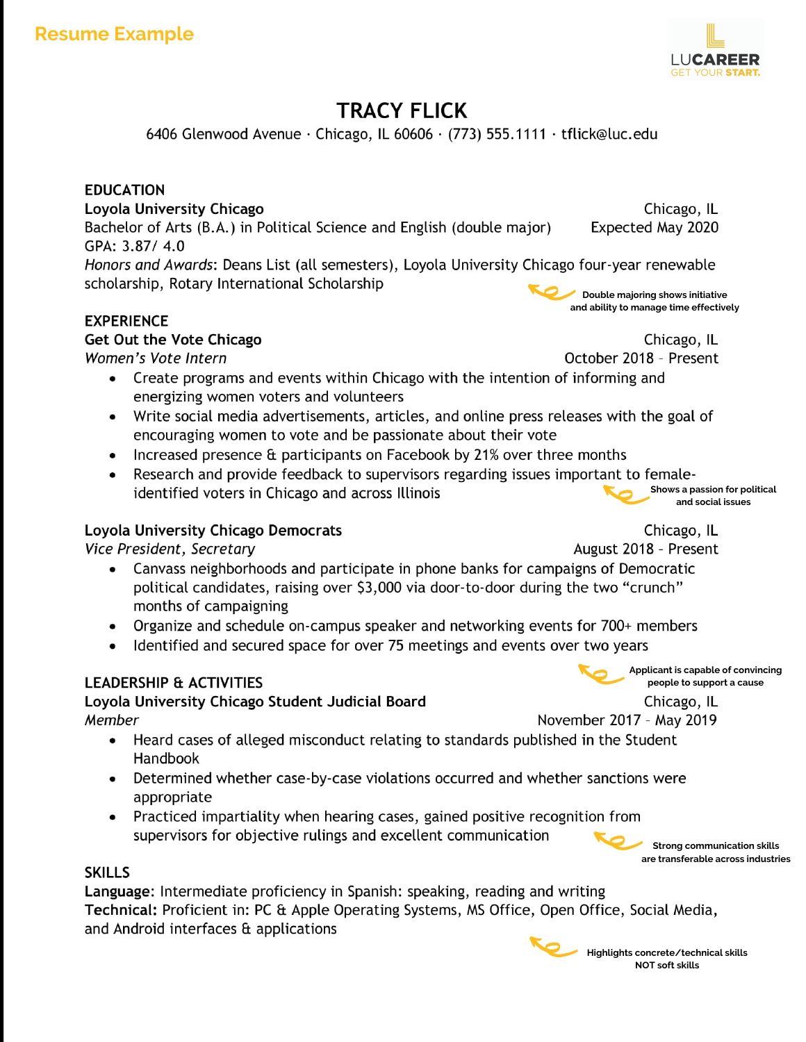Resume Example

LUCAREER
GET YOUR START.

# TRACY FLICK

6406 Glenwood Avenue · Chicago, IL 60606 · (773) 555.1111 · tflick@luc.edu

## EDUCATION

**Loyola University Chicago** — Chicago, IL
Bachelor of Arts (B.A.) in Political Science and English (double major) — Expected May 2020
GPA: 3.87/ 4.0
*Honors and Awards*: Deans List (all semesters), Loyola University Chicago four-year renewable scholarship, Rotary International Scholarship

Double majoring shows initiative and ability to manage time effectively

## EXPERIENCE

**Get Out the Vote Chicago** — Chicago, IL
*Women's Vote Intern* — October 2018 – Present

- Create programs and events within Chicago with the intention of informing and energizing women voters and volunteers
- Write social media advertisements, articles, and online press releases with the goal of encouraging women to vote and be passionate about their vote
- Increased presence & participants on Facebook by 21% over three months
- Research and provide feedback to supervisors regarding issues important to female-identified voters in Chicago and across Illinois

Shows a passion for political and social issues

**Loyola University Chicago Democrats** — Chicago, IL
*Vice President, Secretary* — August 2018 - Present

- Canvass neighborhoods and participate in phone banks for campaigns of Democratic political candidates, raising over $3,000 via door-to-door during the two "crunch" months of campaigning
- Organize and schedule on-campus speaker and networking events for 700+ members
- Identified and secured space for over 75 meetings and events over two years

Applicant is capable of convincing people to support a cause

## LEADERSHIP & ACTIVITIES

**Loyola University Chicago Student Judicial Board** — Chicago, IL
*Member* — November 2017 – May 2019

- Heard cases of alleged misconduct relating to standards published in the Student Handbook
- Determined whether case-by-case violations occurred and whether sanctions were appropriate
- Practiced impartiality when hearing cases, gained positive recognition from supervisors for objective rulings and excellent communication

Strong communication skills are transferable across industries

## SKILLS

**Language**: Intermediate proficiency in Spanish: speaking, reading and writing
**Technical:** Proficient in: PC & Apple Operating Systems, MS Office, Open Office, Social Media, and Android interfaces & applications

Highlights concrete/technical skills NOT soft skills